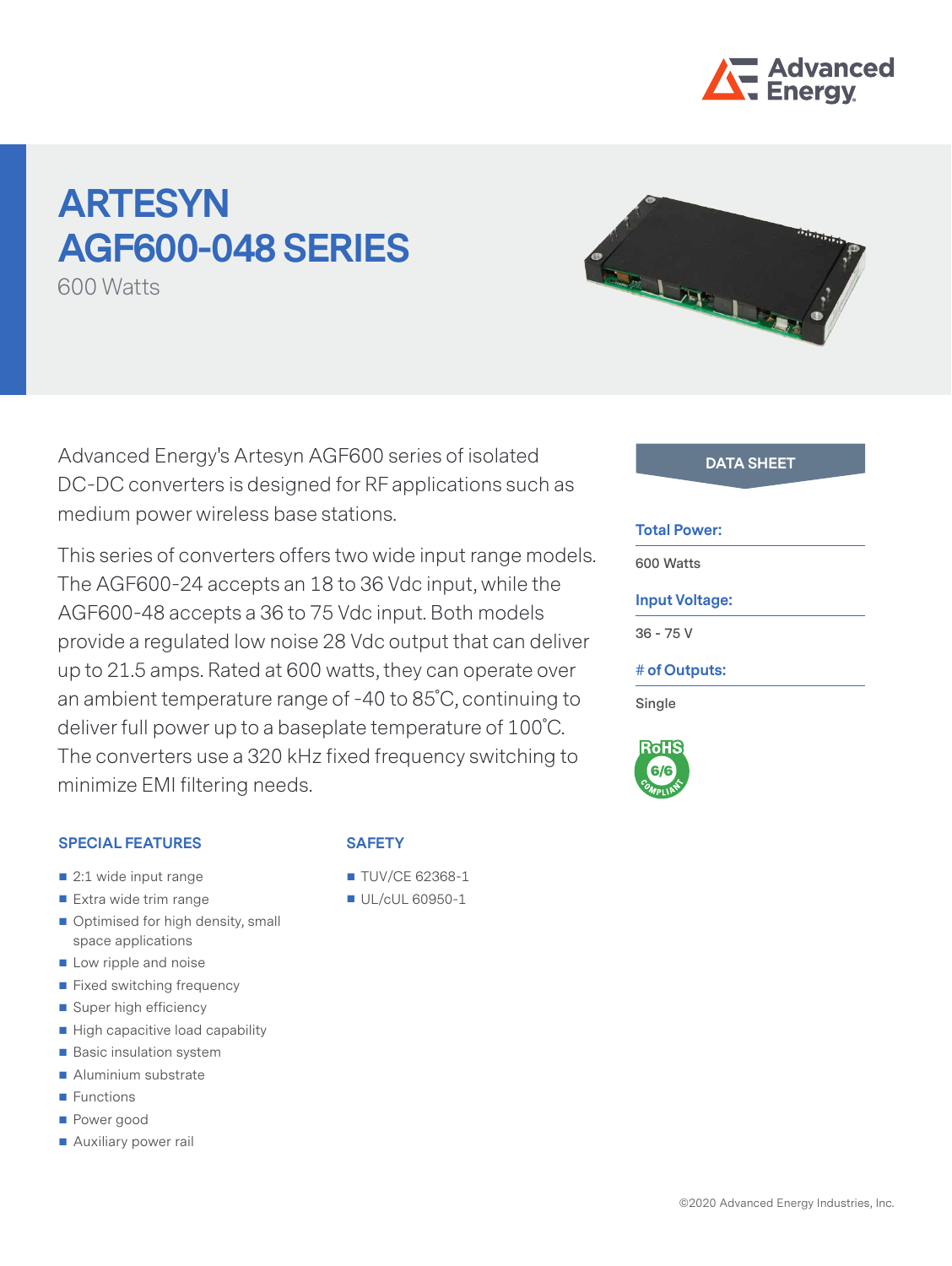# ARTESYN AGF600-048 SERIES

600 Watts

Advanced Energy's Artesyn AGF600 series of isolated DC-DC converters is designed for RF applications such as medium power wireless base stations.

This series of converters offers two wide input range models. The AGF600-24 accepts an 18 to 36 Vdc input, while the AGF600-48 accepts a 36 to 75 Vdc input. Both models provide a regulated low noise 28 Vdc output that can deliver up to 21.5 amps. Rated at 600 watts, they can operate over an ambient temperature range of -40 to 85˚C, continuing to deliver full power up to a baseplate temperature of 100˚C. The converters use a 320 kHz fixed frequency switching to minimize EMI filtering needs.

## DATA SHEET

**Total Power:**

600 Watts

**Input Voltage:**

36 - 75 V

**# of Outputs:**

Single

RoHS 6/6 COMPLIANT

### SPECIAL FEATURES

- 2:1 wide input range
- Extra wide trim range
- Optimised for high density, small space applications
- Low ripple and noise
- Fixed switching frequency
- Super high efficiency
- High capacitive load capability
- Basic insulation system
- Aluminium substrate
- Functions
- Power good
- Auxiliary power rail

### SAFETY

- TUV/CE 62368-1
- UL/cUL 60950-1

©2020 Advanced Energy Industries, Inc.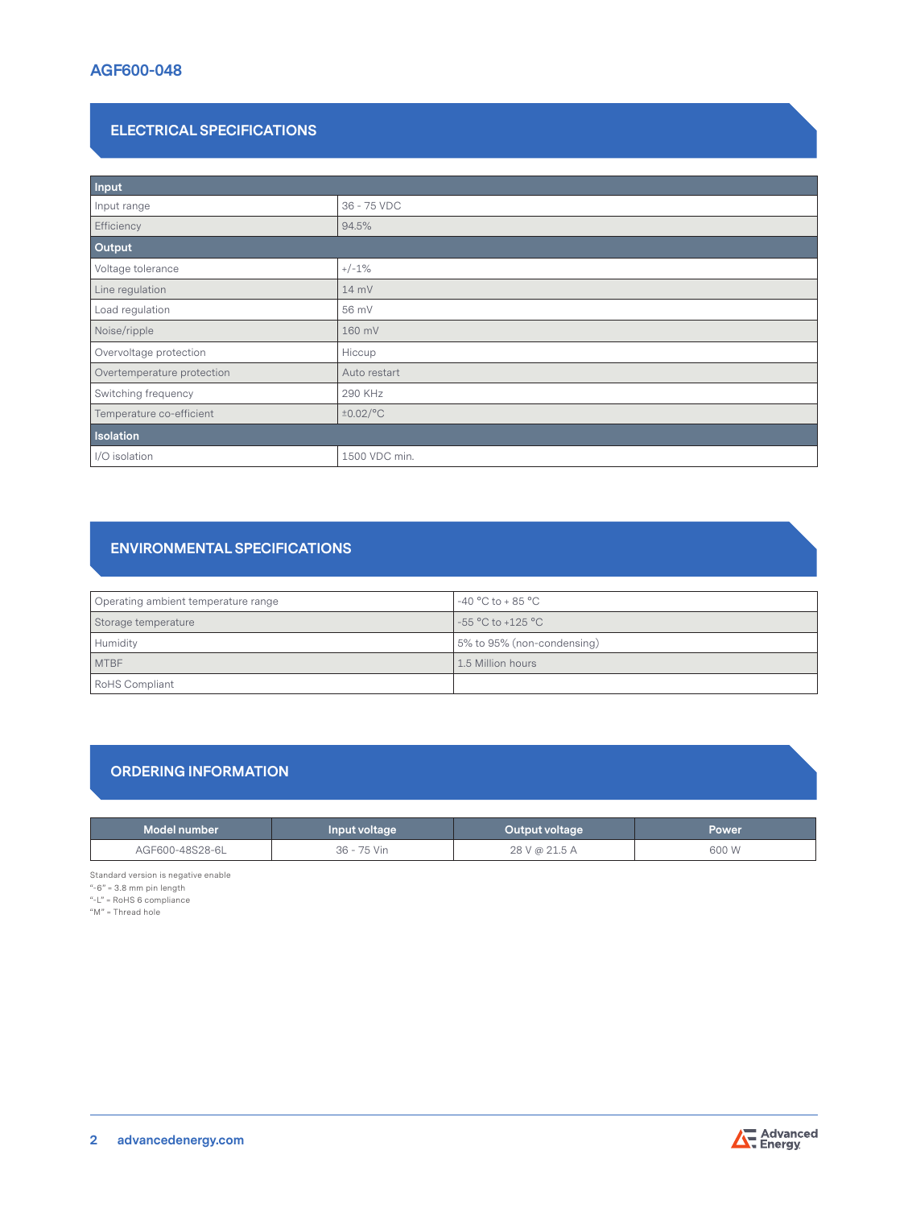# AGF600-048

## ELECTRICAL SPECIFICATIONS

| **Input** | |
|---|---|
| Input range | 36 - 75 VDC |
| Efficiency | 94.5% |
| **Output** | |
| Voltage tolerance | +/-1% |
| Line regulation | 14 mV |
| Load regulation | 56 mV |
| Noise/ripple | 160 mV |
| Overvoltage protection | Hiccup |
| Overtemperature protection | Auto restart |
| Switching frequency | 290 KHz |
| Temperature co-efficient | ±0.02/°C |
| **Isolation** | |
| I/O isolation | 1500 VDC min. |

## ENVIRONMENTAL SPECIFICATIONS

| | |
|---|---|
| Operating ambient temperature range | -40 °C to + 85 °C |
| Storage temperature | -55 °C to +125 °C |
| Humidity | 5% to 95% (non-condensing) |
| MTBF | 1.5 Million hours |
| RoHS Compliant | |

## ORDERING INFORMATION

| Model number | Input voltage | Output voltage | Power |
|---|---|---|---|
| AGF600-48S28-6L | 36 - 75 Vin | 28 V @ 21.5 A | 600 W |

Standard version is negative enable
"-6" = 3.8 mm pin length
"-L" = RoHS 6 compliance
"M" = Thread hole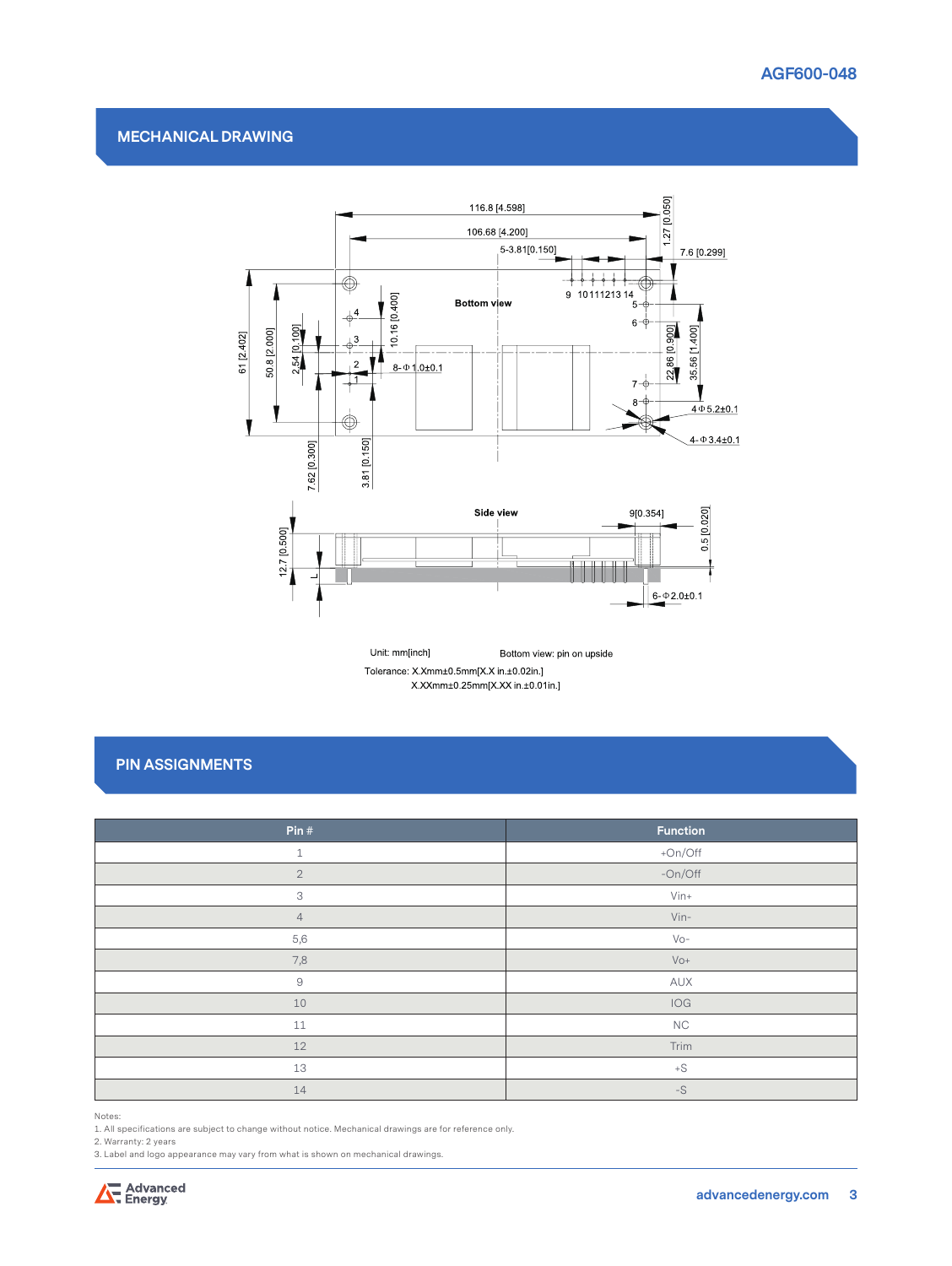## MECHANICAL DRAWING

Unit: mm[inch]

Bottom view: pin on upside

Tolerance: X.Xmm±0.5mm[X.X in.±0.02in.]
X.XXmm±0.25mm[X.XX in.±0.01in.]

## PIN ASSIGNMENTS

| Pin # | Function |
|---|---|
| 1 | +On/Off |
| 2 | -On/Off |
| 3 | Vin+ |
| 4 | Vin- |
| 5,6 | Vo- |
| 7,8 | Vo+ |
| 9 | AUX |
| 10 | IOG |
| 11 | NC |
| 12 | Trim |
| 13 | +S |
| 14 | -S |

Notes:
1. All specifications are subject to change without notice. Mechanical drawings are for reference only.
2. Warranty: 2 years
3. Label and logo appearance may vary from what is shown on mechanical drawings.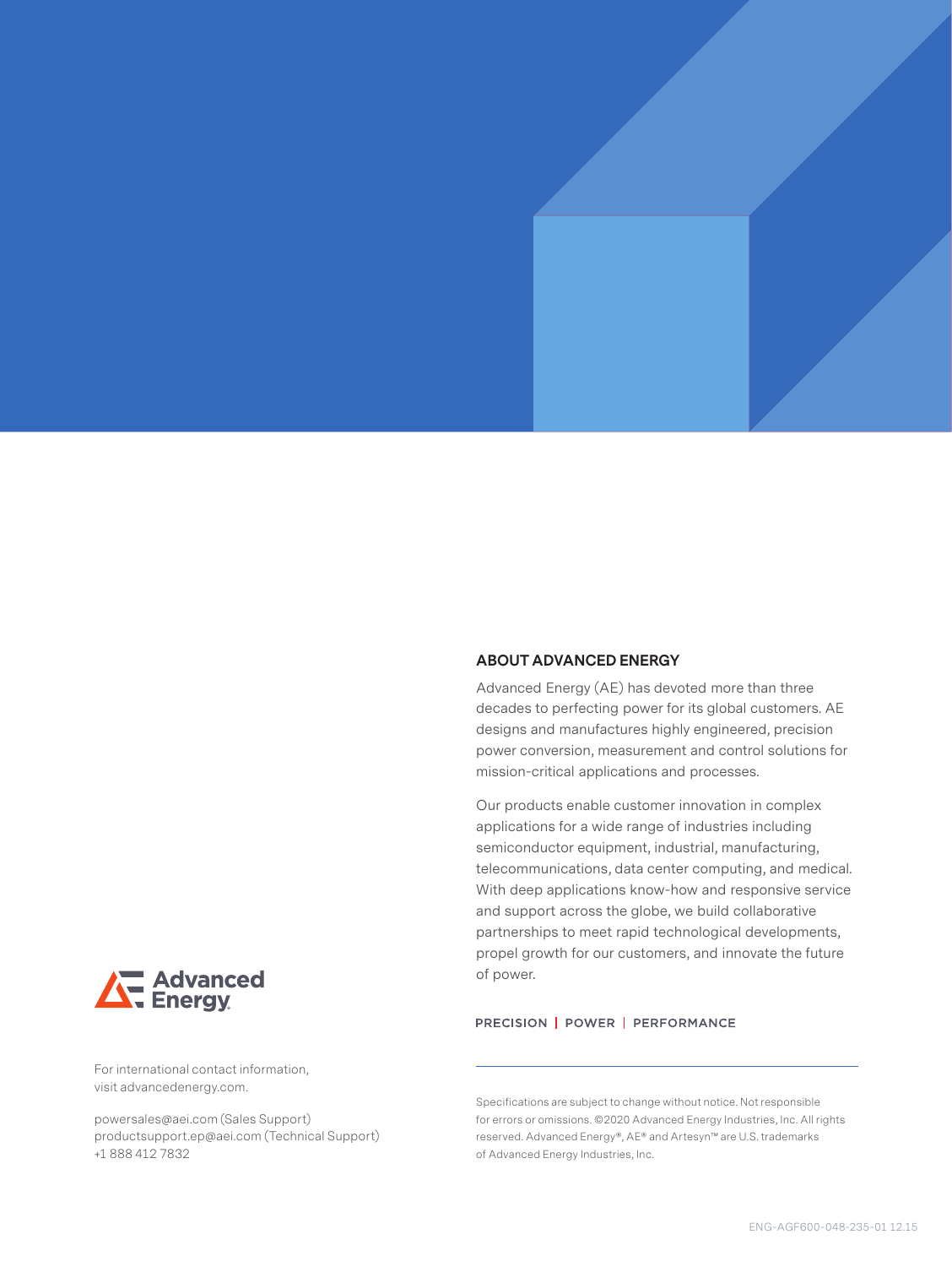## ABOUT ADVANCED ENERGY

Advanced Energy (AE) has devoted more than three decades to perfecting power for its global customers. AE designs and manufactures highly engineered, precision power conversion, measurement and control solutions for mission-critical applications and processes.

Our products enable customer innovation in complex applications for a wide range of industries including semiconductor equipment, industrial, manufacturing, telecommunications, data center computing, and medical. With deep applications know-how and responsive service and support across the globe, we build collaborative partnerships to meet rapid technological developments, propel growth for our customers, and innovate the future of power.

PRECISION | POWER | PERFORMANCE

Advanced Energy

For international contact information, visit advancedenergy.com.

powersales@aei.com (Sales Support)
productsupport.ep@aei.com (Technical Support)
+1 888 412 7832

Specifications are subject to change without notice. Not responsible for errors or omissions. ©2020 Advanced Energy Industries, Inc. All rights reserved. Advanced Energy®, AE® and Artesyn™ are U.S. trademarks of Advanced Energy Industries, Inc.

ENG-AGF600-048-235-01 12.15